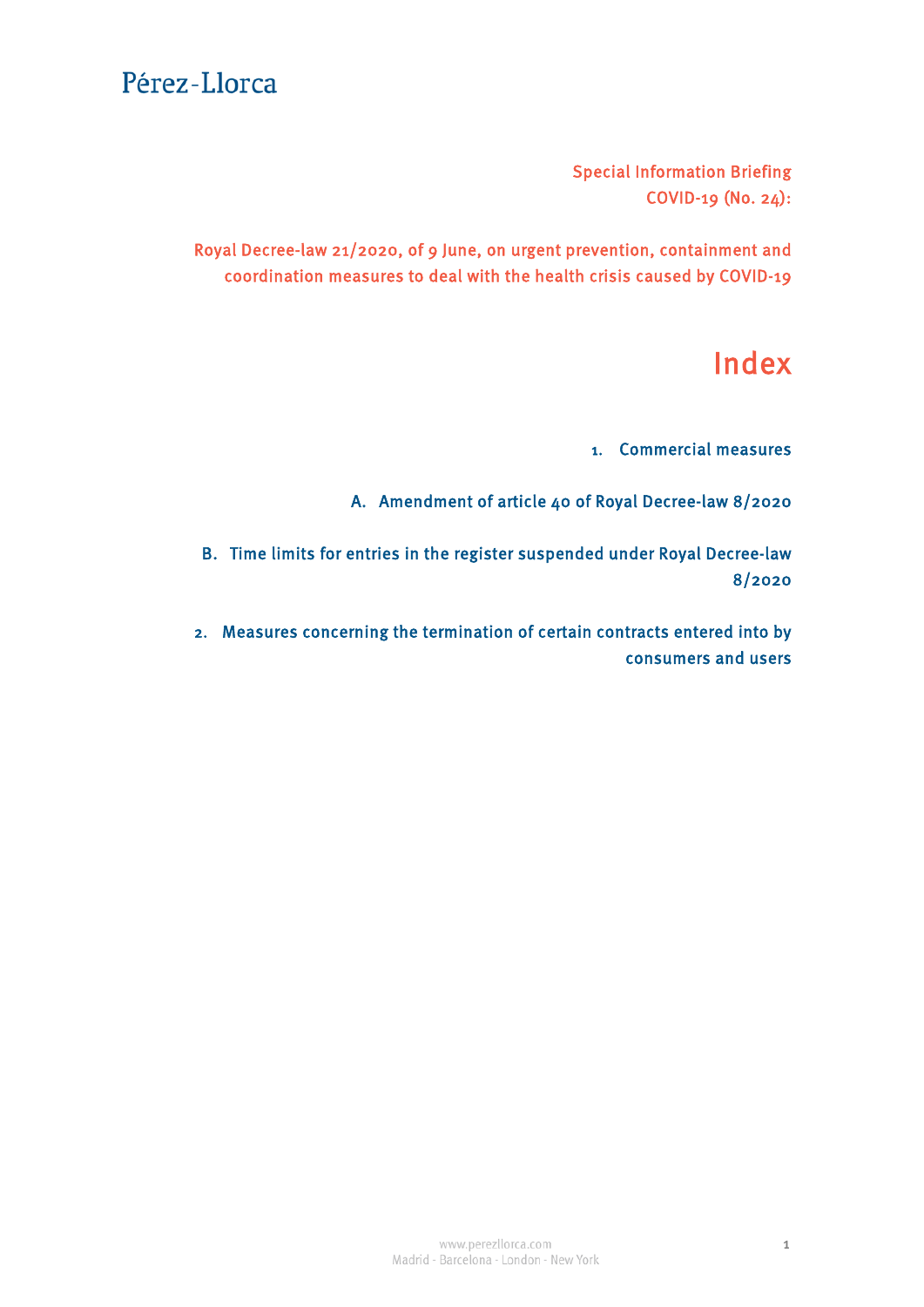Pérez-Llorca

Special Information Briefing
COVID-19 (No. 24):

Royal Decree-law 21/2020, of 9 June, on urgent prevention, containment and coordination measures to deal with the health crisis caused by COVID-19

# Index

1. Commercial measures

A. Amendment of article 40 of Royal Decree-law 8/2020

B. Time limits for entries in the register suspended under Royal Decree-law 8/2020

2. Measures concerning the termination of certain contracts entered into by consumers and users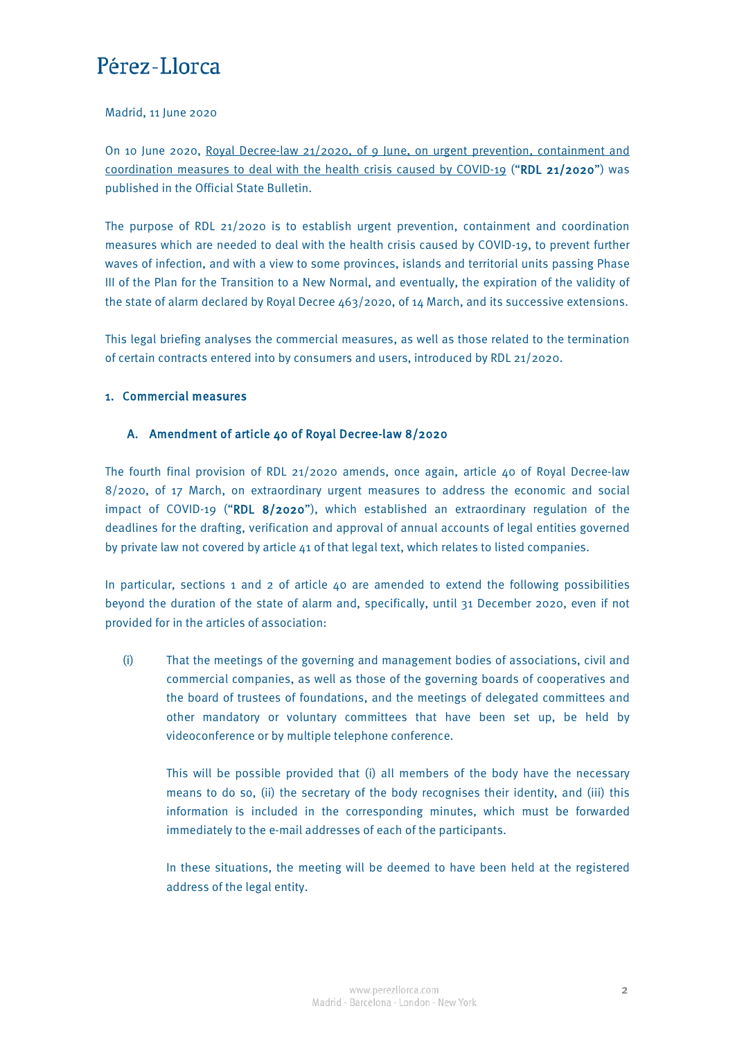Pérez-Llorca

Madrid, 11 June 2020

On 10 June 2020, Royal Decree-law 21/2020, of 9 June, on urgent prevention, containment and coordination measures to deal with the health crisis caused by COVID-19 ("**RDL 21/2020**") was published in the Official State Bulletin.

The purpose of RDL 21/2020 is to establish urgent prevention, containment and coordination measures which are needed to deal with the health crisis caused by COVID-19, to prevent further waves of infection, and with a view to some provinces, islands and territorial units passing Phase III of the Plan for the Transition to a New Normal, and eventually, the expiration of the validity of the state of alarm declared by Royal Decree 463/2020, of 14 March, and its successive extensions.

This legal briefing analyses the commercial measures, as well as those related to the termination of certain contracts entered into by consumers and users, introduced by RDL 21/2020.

## 1. Commercial measures

### A. Amendment of article 40 of Royal Decree-law 8/2020

The fourth final provision of RDL 21/2020 amends, once again, article 40 of Royal Decree-law 8/2020, of 17 March, on extraordinary urgent measures to address the economic and social impact of COVID-19 ("**RDL 8/2020**"), which established an extraordinary regulation of the deadlines for the drafting, verification and approval of annual accounts of legal entities governed by private law not covered by article 41 of that legal text, which relates to listed companies.

In particular, sections 1 and 2 of article 40 are amended to extend the following possibilities beyond the duration of the state of alarm and, specifically, until 31 December 2020, even if not provided for in the articles of association:

(i) That the meetings of the governing and management bodies of associations, civil and commercial companies, as well as those of the governing boards of cooperatives and the board of trustees of foundations, and the meetings of delegated committees and other mandatory or voluntary committees that have been set up, be held by videoconference or by multiple telephone conference.

This will be possible provided that (i) all members of the body have the necessary means to do so, (ii) the secretary of the body recognises their identity, and (iii) this information is included in the corresponding minutes, which must be forwarded immediately to the e-mail addresses of each of the participants.

In these situations, the meeting will be deemed to have been held at the registered address of the legal entity.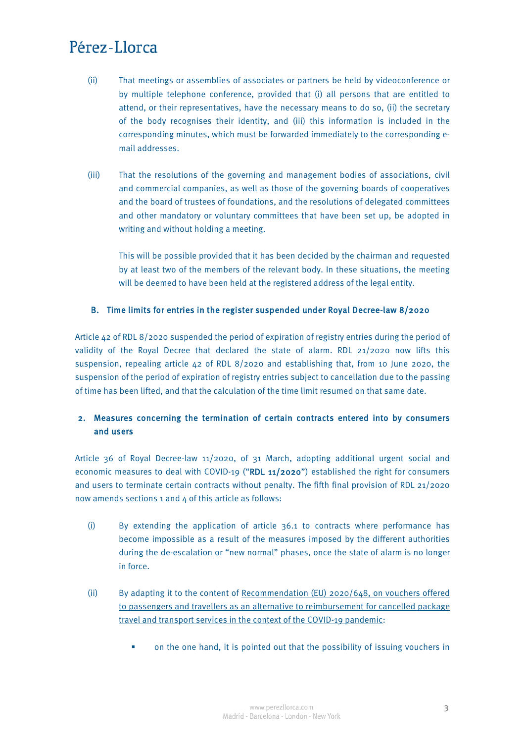(ii) That meetings or assemblies of associates or partners be held by videoconference or by multiple telephone conference, provided that (i) all persons that are entitled to attend, or their representatives, have the necessary means to do so, (ii) the secretary of the body recognises their identity, and (iii) this information is included in the corresponding minutes, which must be forwarded immediately to the corresponding e-mail addresses.

(iii) That the resolutions of the governing and management bodies of associations, civil and commercial companies, as well as those of the governing boards of cooperatives and the board of trustees of foundations, and the resolutions of delegated committees and other mandatory or voluntary committees that have been set up, be adopted in writing and without holding a meeting.

This will be possible provided that it has been decided by the chairman and requested by at least two of the members of the relevant body. In these situations, the meeting will be deemed to have been held at the registered address of the legal entity.

### B. Time limits for entries in the register suspended under Royal Decree-law 8/2020

Article 42 of RDL 8/2020 suspended the period of expiration of registry entries during the period of validity of the Royal Decree that declared the state of alarm. RDL 21/2020 now lifts this suspension, repealing article 42 of RDL 8/2020 and establishing that, from 10 June 2020, the suspension of the period of expiration of registry entries subject to cancellation due to the passing of time has been lifted, and that the calculation of the time limit resumed on that same date.

## 2. Measures concerning the termination of certain contracts entered into by consumers and users

Article 36 of Royal Decree-law 11/2020, of 31 March, adopting additional urgent social and economic measures to deal with COVID-19 ("**RDL 11/2020**") established the right for consumers and users to terminate certain contracts without penalty. The fifth final provision of RDL 21/2020 now amends sections 1 and 4 of this article as follows:

(i) By extending the application of article 36.1 to contracts where performance has become impossible as a result of the measures imposed by the different authorities during the de-escalation or "new normal" phases, once the state of alarm is no longer in force.

(ii) By adapting it to the content of Recommendation (EU) 2020/648, on vouchers offered to passengers and travellers as an alternative to reimbursement for cancelled package travel and transport services in the context of the COVID-19 pandemic:

- on the one hand, it is pointed out that the possibility of issuing vouchers in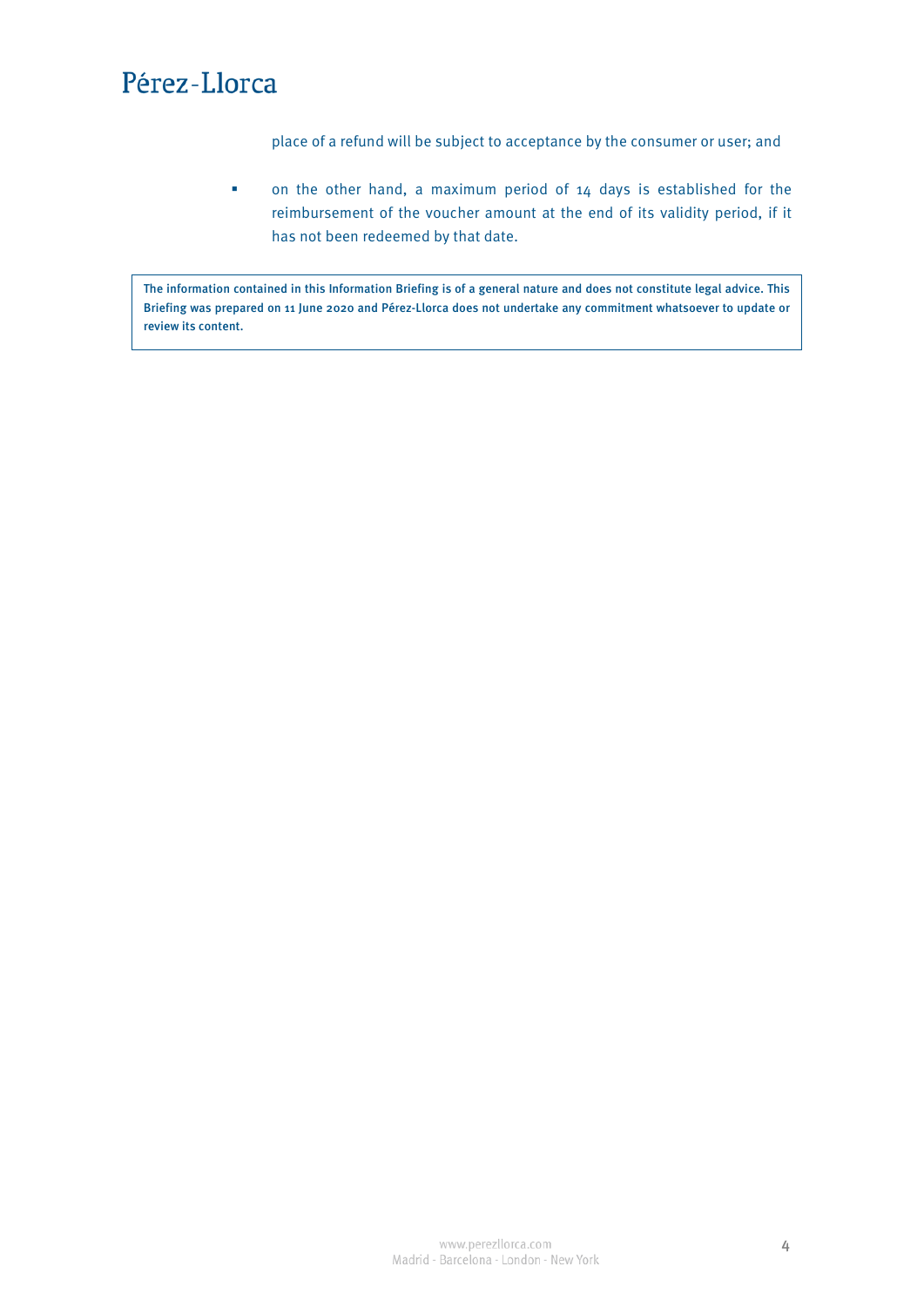place of a refund will be subject to acceptance by the consumer or user; and

- on the other hand, a maximum period of 14 days is established for the reimbursement of the voucher amount at the end of its validity period, if it has not been redeemed by that date.

**The information contained in this Information Briefing is of a general nature and does not constitute legal advice. This Briefing was prepared on 11 June 2020 and Pérez-Llorca does not undertake any commitment whatsoever to update or review its content.**